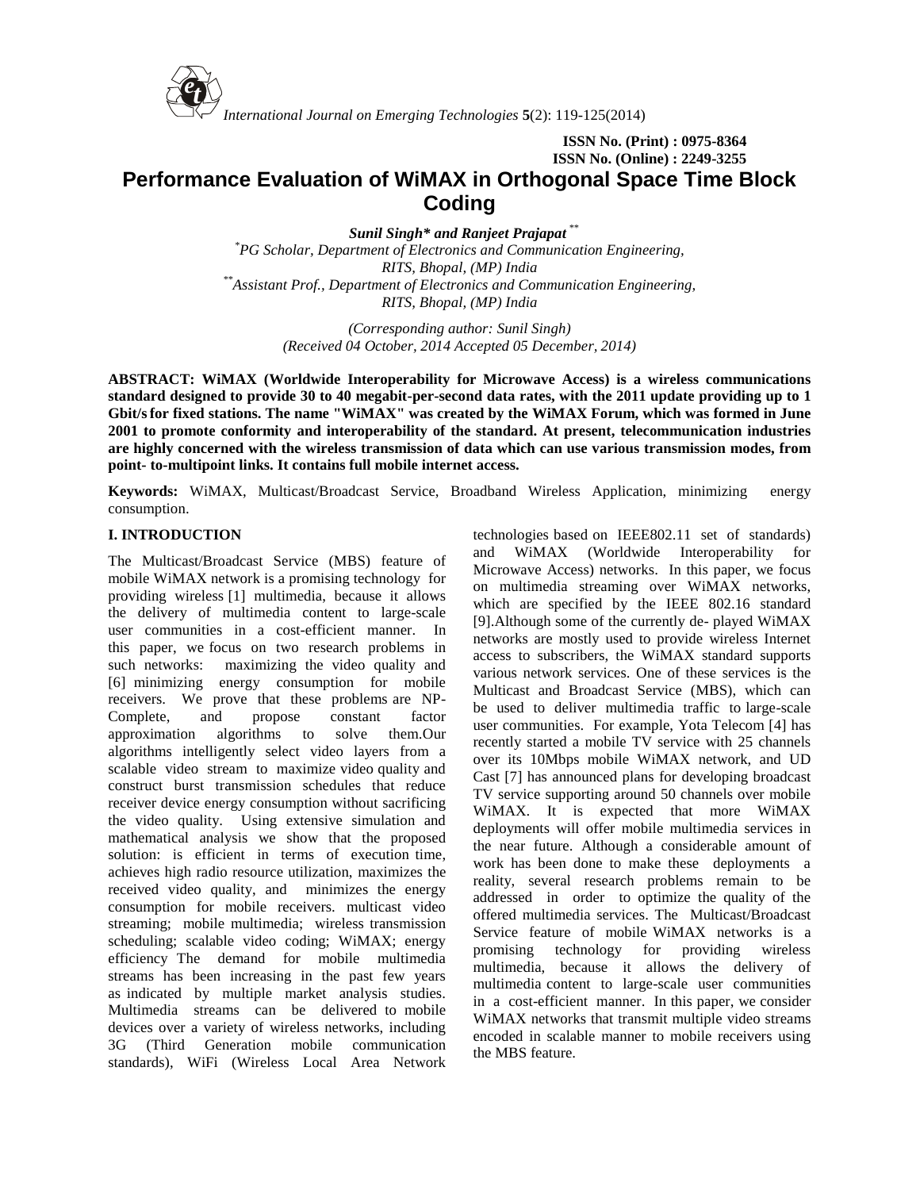ISSN No. (Print) : 0975-8364
ISSN No. (Online) : 2249-3255

# Performance Evaluation of WiMAX in Orthogonal Space Time Block Coding

***Sunil Singh\* and Ranjeet Prajapat\*\****

*\*PG Scholar, Department of Electronics and Communication Engineering, RITS, Bhopal, (MP) India*
*\*\*Assistant Prof., Department of Electronics and Communication Engineering, RITS, Bhopal, (MP) India*

*(Corresponding author: Sunil Singh)*
*(Received 04 October, 2014 Accepted 05 December, 2014)*

**ABSTRACT: WiMAX (Worldwide Interoperability for Microwave Access) is a wireless communications standard designed to provide 30 to 40 megabit-per-second data rates, with the 2011 update providing up to 1 Gbit/s for fixed stations. The name "WiMAX" was created by the WiMAX Forum, which was formed in June 2001 to promote conformity and interoperability of the standard. At present, telecommunication industries are highly concerned with the wireless transmission of data which can use various transmission modes, from point- to-multipoint links. It contains full mobile internet access.**

**Keywords:** WiMAX, Multicast/Broadcast Service, Broadband Wireless Application, minimizing energy consumption.

## I. INTRODUCTION

The Multicast/Broadcast Service (MBS) feature of mobile WiMAX network is a promising technology for providing wireless [1] multimedia, because it allows the delivery of multimedia content to large-scale user communities in a cost-efficient manner. In this paper, we focus on two research problems in such networks: maximizing the video quality and [6] minimizing energy consumption for mobile receivers. We prove that these problems are NP-Complete, and propose constant factor approximation algorithms to solve them.Our algorithms intelligently select video layers from a scalable video stream to maximize video quality and construct burst transmission schedules that reduce receiver device energy consumption without sacrificing the video quality. Using extensive simulation and mathematical analysis we show that the proposed solution: is efficient in terms of execution time, achieves high radio resource utilization, maximizes the received video quality, and minimizes the energy consumption for mobile receivers. multicast video streaming; mobile multimedia; wireless transmission scheduling; scalable video coding; WiMAX; energy efficiency The demand for mobile multimedia streams has been increasing in the past few years as indicated by multiple market analysis studies. Multimedia streams can be delivered to mobile devices over a variety of wireless networks, including 3G (Third Generation mobile communication standards), WiFi (Wireless Local Area Network technologies based on IEEE802.11 set of standards) and WiMAX (Worldwide Interoperability for Microwave Access) networks. In this paper, we focus on multimedia streaming over WiMAX networks, which are specified by the IEEE 802.16 standard [9].Although some of the currently de- played WiMAX networks are mostly used to provide wireless Internet access to subscribers, the WiMAX standard supports various network services. One of these services is the Multicast and Broadcast Service (MBS), which can be used to deliver multimedia traffic to large-scale user communities. For example, Yota Telecom [4] has recently started a mobile TV service with 25 channels over its 10Mbps mobile WiMAX network, and UD Cast [7] has announced plans for developing broadcast TV service supporting around 50 channels over mobile WiMAX. It is expected that more WiMAX deployments will offer mobile multimedia services in the near future. Although a considerable amount of work has been done to make these deployments a reality, several research problems remain to be addressed in order to optimize the quality of the offered multimedia services. The Multicast/Broadcast Service feature of mobile WiMAX networks is a promising technology for providing wireless multimedia, because it allows the delivery of multimedia content to large-scale user communities in a cost-efficient manner. In this paper, we consider WiMAX networks that transmit multiple video streams encoded in scalable manner to mobile receivers using the MBS feature.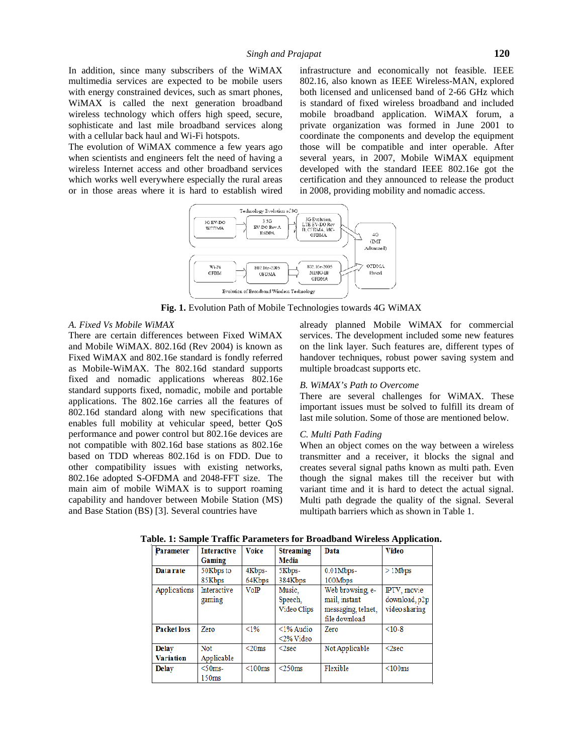In addition, since many subscribers of the WiMAX multimedia services are expected to be mobile users with energy constrained devices, such as smart phones, WiMAX is called the next generation broadband wireless technology which offers high speed, secure, sophisticate and last mile broadband services along with a cellular back haul and Wi-Fi hotspots.

The evolution of WiMAX commence a few years ago when scientists and engineers felt the need of having a wireless Internet access and other broadband services which works well everywhere especially the rural areas or in those areas where it is hard to establish wired infrastructure and economically not feasible. IEEE 802.16, also known as IEEE Wireless-MAN, explored both licensed and unlicensed band of 2-66 GHz which is standard of fixed wireless broadband and included mobile broadband application. WiMAX forum, a private organization was formed in June 2001 to coordinate the components and develop the equipment those will be compatible and inter operable. After several years, in 2007, Mobile WiMAX equipment developed with the standard IEEE 802.16e got the certification and they announced to release the product in 2008, providing mobility and nomadic access.

**Fig. 1.** Evolution Path of Mobile Technologies towards 4G WiMAX

*A. Fixed Vs Mobile WiMAX*

There are certain differences between Fixed WiMAX and Mobile WiMAX. 802.16d (Rev 2004) is known as Fixed WiMAX and 802.16e standard is fondly referred as Mobile-WiMAX. The 802.16d standard supports fixed and nomadic applications whereas 802.16e standard supports fixed, nomadic, mobile and portable applications. The 802.16e carries all the features of 802.16d standard along with new specifications that enables full mobility at vehicular speed, better QoS performance and power control but 802.16e devices are not compatible with 802.16d base stations as 802.16e based on TDD whereas 802.16d is on FDD. Due to other compatibility issues with existing networks, 802.16e adopted S-OFDMA and 2048-FFT size. The main aim of mobile WiMAX is to support roaming capability and handover between Mobile Station (MS) and Base Station (BS) [3]. Several countries have already planned Mobile WiMAX for commercial services. The development included some new features on the link layer. Such features are, different types of handover techniques, robust power saving system and multiple broadcast supports etc.

*B. WiMAX's Path to Overcome*

There are several challenges for WiMAX. These important issues must be solved to fulfill its dream of last mile solution. Some of those are mentioned below.

*C. Multi Path Fading*

When an object comes on the way between a wireless transmitter and a receiver, it blocks the signal and creates several signal paths known as multi path. Even though the signal makes till the receiver but with variant time and it is hard to detect the actual signal. Multi path degrade the quality of the signal. Several multipath barriers which as shown in Table 1.

**Table. 1: Sample Traffic Parameters for Broadband Wireless Application.**

| Parameter | Interactive Gaming | Voice | Streaming Media | Data | Video |
|---|---|---|---|---|---|
| Data rate | 50Kbps to 85Kbps | 4Kbps-64Kbps | 5Kbps-384Kbps | 0.01Mbps-100Mbps | > 1Mbps |
| Applications | Interactive gaming | VoIP | Music, Speech, Video Clips | Web browsing, e-mail, instant messaging, telnet, file download | IPTV, movie download, p2p video sharing |
| Packet loss | Zero | <1% | <1% Audio <2% Video | Zero | <10-8 |
| Delay Variation | Not Applicable | <20ms | <2sec | Not Applicable | <2sec |
| Delay | <50ms-150ms | <100ms | <250ms | Flexible | <100ms |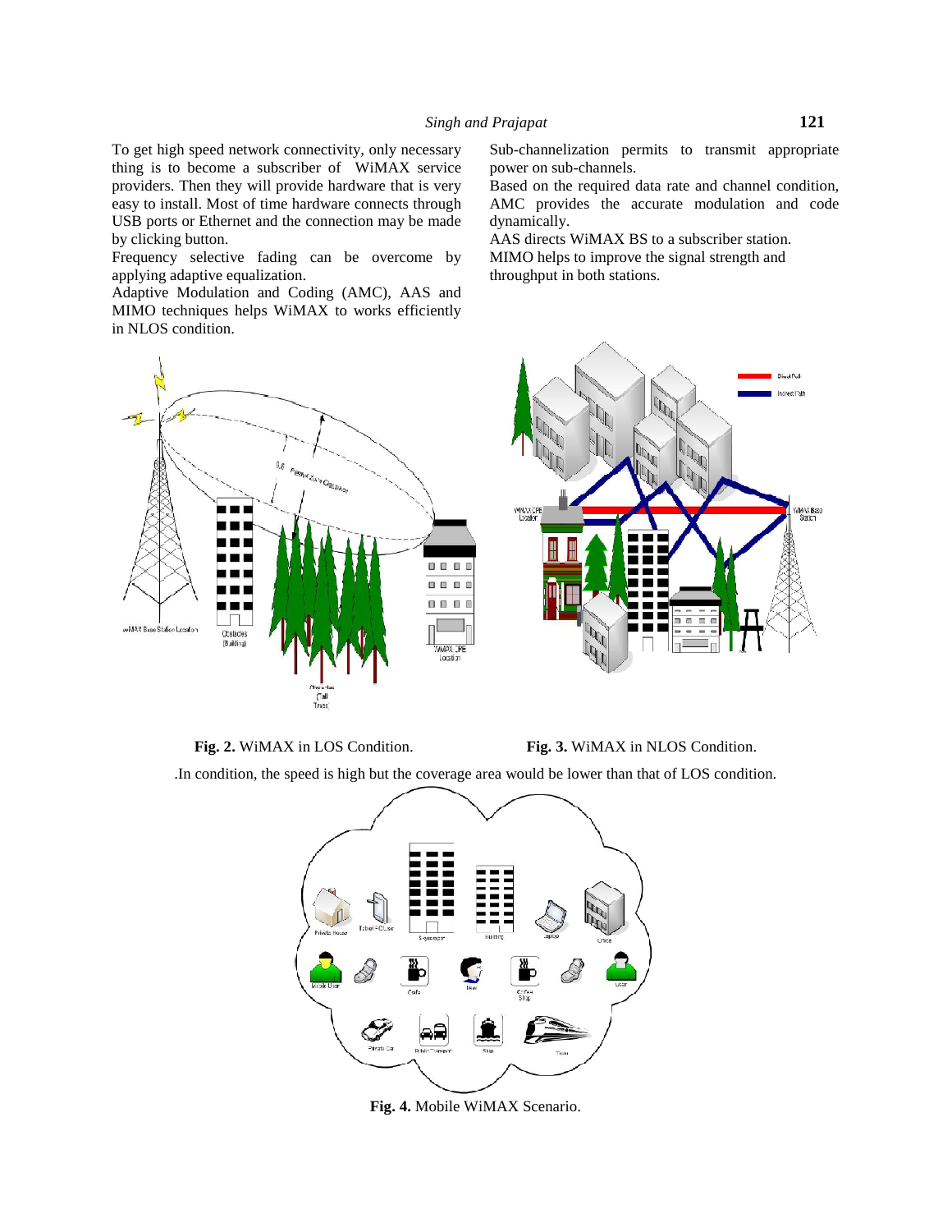To get high speed network connectivity, only necessary thing is to become a subscriber of WiMAX service providers. Then they will provide hardware that is very easy to install. Most of time hardware connects through USB ports or Ethernet and the connection may be made by clicking button.

Frequency selective fading can be overcome by applying adaptive equalization.

Adaptive Modulation and Coding (AMC), AAS and MIMO techniques helps WiMAX to works efficiently in NLOS condition.

Sub-channelization permits to transmit appropriate power on sub-channels.

Based on the required data rate and channel condition, AMC provides the accurate modulation and code dynamically.

AAS directs WiMAX BS to a subscriber station.

MIMO helps to improve the signal strength and throughput in both stations.

**Fig. 2.** WiMAX in LOS Condition.

**Fig. 3.** WiMAX in NLOS Condition.

.In condition, the speed is high but the coverage area would be lower than that of LOS condition.

**Fig. 4.** Mobile WiMAX Scenario.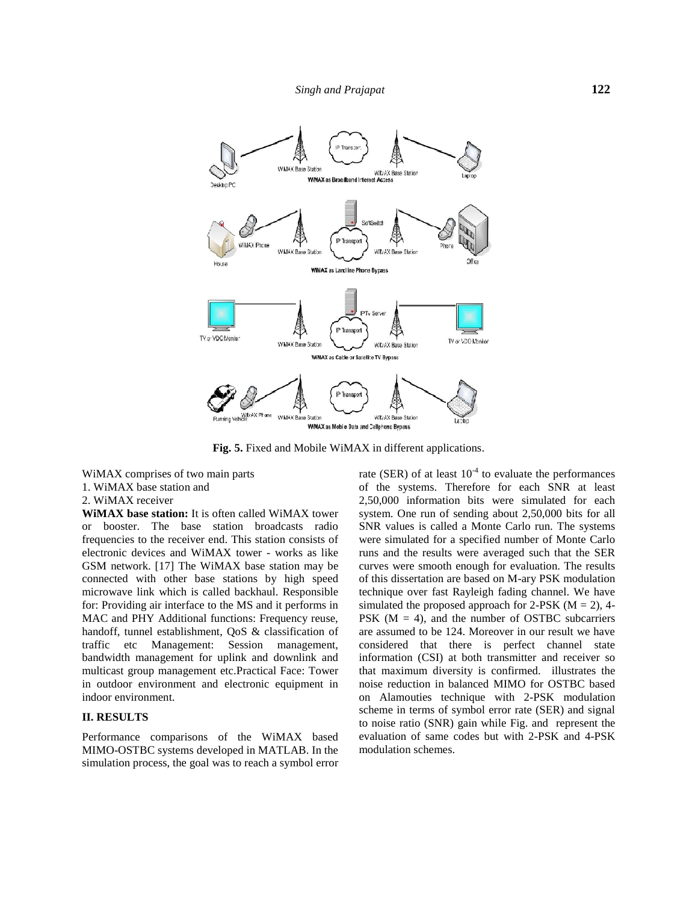**Fig. 5.** Fixed and Mobile WiMAX in different applications.

WiMAX comprises of two main parts

1. WiMAX base station and
2. WiMAX receiver

**WiMAX base station:** It is often called WiMAX tower or booster. The base station broadcasts radio frequencies to the receiver end. This station consists of electronic devices and WiMAX tower - works as like GSM network. [17] The WiMAX base station may be connected with other base stations by high speed microwave link which is called backhaul. Responsible for: Providing air interface to the MS and it performs in MAC and PHY Additional functions: Frequency reuse, handoff, tunnel establishment, QoS & classification of traffic etc Management: Session management, bandwidth management for uplink and downlink and multicast group management etc.Practical Face: Tower in outdoor environment and electronic equipment in indoor environment.

## II. RESULTS

Performance comparisons of the WiMAX based MIMO-OSTBC systems developed in MATLAB. In the simulation process, the goal was to reach a symbol error rate (SER) of at least $10^{-4}$ to evaluate the performances of the systems. Therefore for each SNR at least 2,50,000 information bits were simulated for each system. One run of sending about 2,50,000 bits for all SNR values is called a Monte Carlo run. The systems were simulated for a specified number of Monte Carlo runs and the results were averaged such that the SER curves were smooth enough for evaluation. The results of this dissertation are based on M-ary PSK modulation technique over fast Rayleigh fading channel. We have simulated the proposed approach for 2-PSK ($M = 2$), 4-PSK ($M = 4$), and the number of OSTBC subcarriers are assumed to be 124. Moreover in our result we have considered that there is perfect channel state information (CSI) at both transmitter and receiver so that maximum diversity is confirmed. illustrates the noise reduction in balanced MIMO for OSTBC based on Alamouties technique with 2-PSK modulation scheme in terms of symbol error rate (SER) and signal to noise ratio (SNR) gain while Fig. and represent the evaluation of same codes but with 2-PSK and 4-PSK modulation schemes.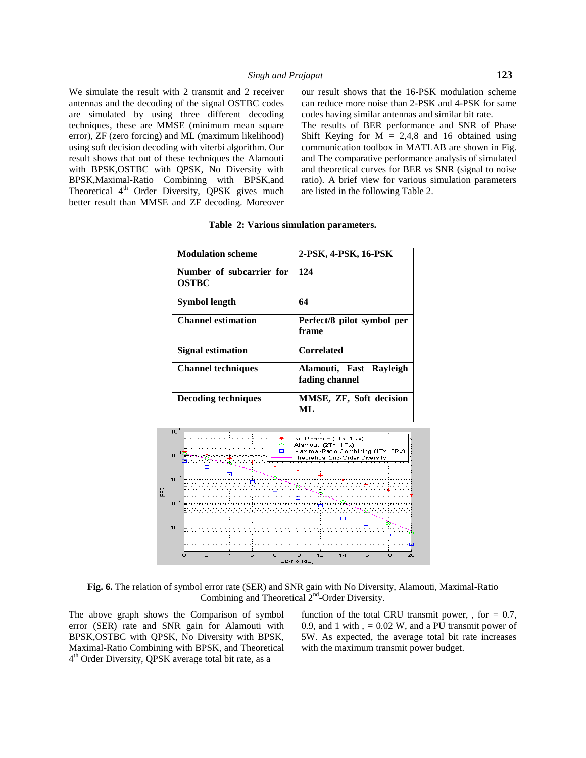We simulate the result with 2 transmit and 2 receiver antennas and the decoding of the signal OSTBC codes are simulated by using three different decoding techniques, these are MMSE (minimum mean square error), ZF (zero forcing) and ML (maximum likelihood) using soft decision decoding with viterbi algorithm. Our result shows that out of these techniques the Alamouti with BPSK,OSTBC with QPSK, No Diversity with BPSK,Maximal-Ratio Combining with BPSK,and Theoretical 4th Order Diversity, QPSK gives much better result than MMSE and ZF decoding. Moreover our result shows that the 16-PSK modulation scheme can reduce more noise than 2-PSK and 4-PSK for same codes having similar antennas and similar bit rate.

The results of BER performance and SNR of Phase Shift Keying for M = 2,4,8 and 16 obtained using communication toolbox in MATLAB are shown in Fig. and The comparative performance analysis of simulated and theoretical curves for BER vs SNR (signal to noise ratio). A brief view for various simulation parameters are listed in the following Table 2.

**Table 2: Various simulation parameters.**

| **Modulation scheme** | **2-PSK, 4-PSK, 16-PSK** |
|---|---|
| **Number of subcarrier for OSTBC** | **124** |
| **Symbol length** | **64** |
| **Channel estimation** | **Perfect/8 pilot symbol per frame** |
| **Signal estimation** | **Correlated** |
| **Channel techniques** | **Alamouti, Fast Rayleigh fading channel** |
| **Decoding techniques** | **MMSE, ZF, Soft decision ML** |

**Fig. 6.** The relation of symbol error rate (SER) and SNR gain with No Diversity, Alamouti, Maximal-Ratio Combining and Theoretical 2nd-Order Diversity.

The above graph shows the Comparison of symbol error (SER) rate and SNR gain for Alamouti with BPSK,OSTBC with QPSK, No Diversity with BPSK, Maximal-Ratio Combining with BPSK, and Theoretical 4th Order Diversity, QPSK average total bit rate, as a function of the total CRU transmit power, , for = 0.7, 0.9, and 1 with , = 0.02 W, and a PU transmit power of 5W. As expected, the average total bit rate increases with the maximum transmit power budget.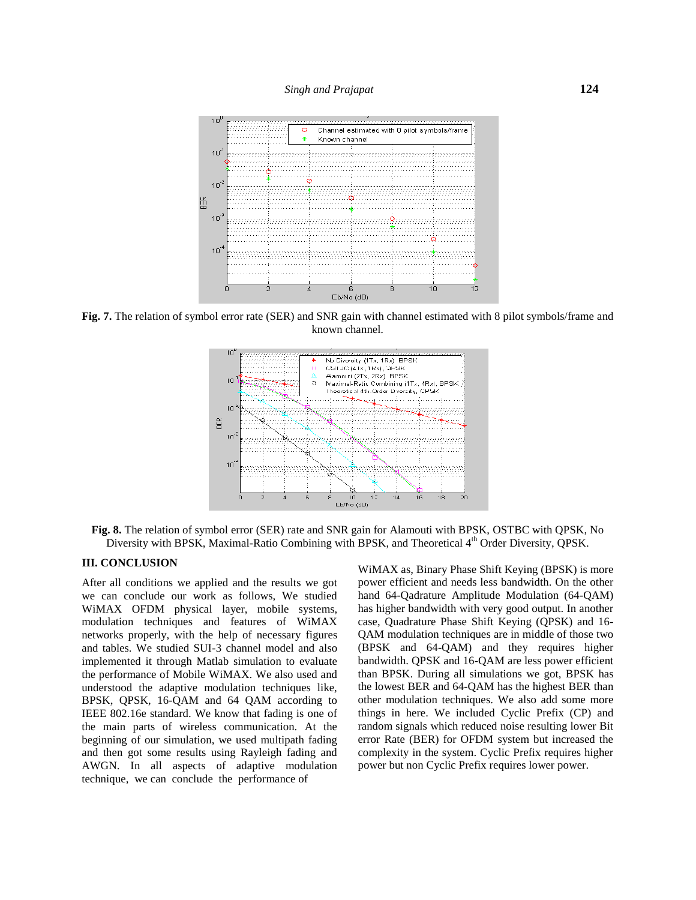**Fig. 7.** The relation of symbol error rate (SER) and SNR gain with channel estimated with 8 pilot symbols/frame and known channel.

**Fig. 8.** The relation of symbol error (SER) rate and SNR gain for Alamouti with BPSK, OSTBC with QPSK, No Diversity with BPSK, Maximal-Ratio Combining with BPSK, and Theoretical 4[th] Order Diversity, QPSK.

## III. CONCLUSION

After all conditions we applied and the results we got we can conclude our work as follows, We studied WiMAX OFDM physical layer, mobile systems, modulation techniques and features of WiMAX networks properly, with the help of necessary figures and tables. We studied SUI-3 channel model and also implemented it through Matlab simulation to evaluate the performance of Mobile WiMAX. We also used and understood the adaptive modulation techniques like, BPSK, QPSK, 16-QAM and 64 QAM according to IEEE 802.16e standard. We know that fading is one of the main parts of wireless communication. At the beginning of our simulation, we used multipath fading and then got some results using Rayleigh fading and AWGN. In all aspects of adaptive modulation technique, we can conclude the performance of WiMAX as, Binary Phase Shift Keying (BPSK) is more power efficient and needs less bandwidth. On the other hand 64-Qadrature Amplitude Modulation (64-QAM) has higher bandwidth with very good output. In another case, Quadrature Phase Shift Keying (QPSK) and 16-QAM modulation techniques are in middle of those two (BPSK and 64-QAM) and they requires higher bandwidth. QPSK and 16-QAM are less power efficient than BPSK. During all simulations we got, BPSK has the lowest BER and 64-QAM has the highest BER than other modulation techniques. We also add some more things in here. We included Cyclic Prefix (CP) and random signals which reduced noise resulting lower Bit error Rate (BER) for OFDM system but increased the complexity in the system. Cyclic Prefix requires higher power but non Cyclic Prefix requires lower power.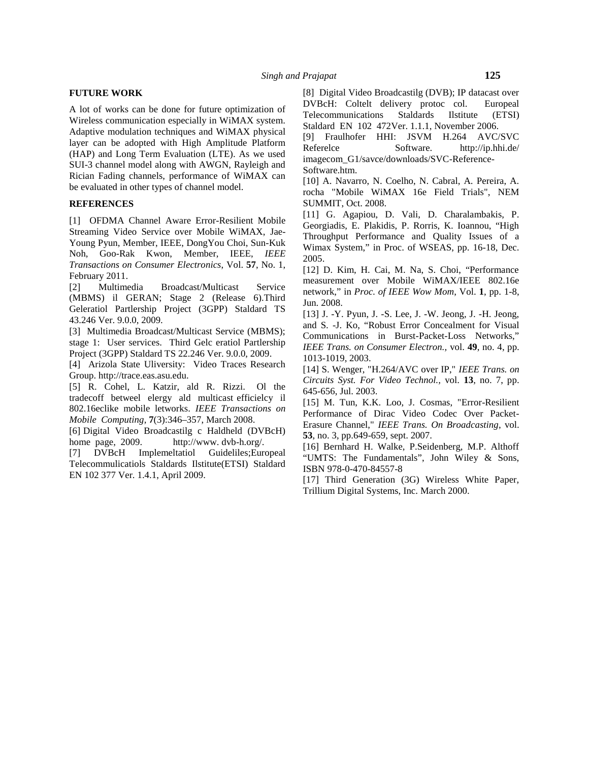## FUTURE WORK

A lot of works can be done for future optimization of Wireless communication especially in WiMAX system. Adaptive modulation techniques and WiMAX physical layer can be adopted with High Amplitude Platform (HAP) and Long Term Evaluation (LTE). As we used SUI-3 channel model along with AWGN, Rayleigh and Rician Fading channels, performance of WiMAX can be evaluated in other types of channel model.

## REFERENCES

[1] OFDMA Channel Aware Error-Resilient Mobile Streaming Video Service over Mobile WiMAX, Jae-Young Pyun, Member, IEEE, DongYou Choi, Sun-Kuk Noh, Goo-Rak Kwon, Member, IEEE, *IEEE Transactions on Consumer Electronics*, Vol. **57**, No. 1, February 2011.

[2] Multimedia Broadcast/Multicast Service (MBMS) il GERAN; Stage 2 (Release 6).Third Geleratiol Partlership Project (3GPP) Staldard TS 43.246 Ver. 9.0.0, 2009.

[3] Multimedia Broadcast/Multicast Service (MBMS); stage 1: User services. Third Gelc eratiol Partlership Project (3GPP) Staldard TS 22.246 Ver. 9.0.0, 2009.

[4] Arizola State Uliversity: Video Traces Research Group. http://trace.eas.asu.edu.

[5] R. Cohel, L. Katzir, ald R. Rizzi. Ol the tradecoff betweel elergy ald multicast efficielcy il 802.16eclike mobile letworks. *IEEE Transactions on Mobile Computing*, **7**(3):346–357, March 2008.

[6] Digital Video Broadcastilg c Haldheld (DVBcH) home page, 2009. http://www. dvb-h.org/.

[7] DVBcH Implemeltatiol Guideliles;Europeal Telecommulicatiols Staldards Ilstitute(ETSI) Staldard EN 102 377 Ver. 1.4.1, April 2009.

[8] Digital Video Broadcastilg (DVB); IP datacast over DVBcH: Coltelt delivery protoc col. Europeal Telecommunications Staldards Ilstitute (ETSI) Staldard EN 102 472Ver. 1.1.1, November 2006.

[9] Fraulhofer HHI: JSVM H.264 AVC/SVC Referelce Software. http://ip.hhi.de/ imagecom_G1/savce/downloads/SVC-Reference-Software.htm.

[10] A. Navarro, N. Coelho, N. Cabral, A. Pereira, A. rocha "Mobile WiMAX 16e Field Trials", NEM SUMMIT, Oct. 2008.

[11] G. Agapiou, D. Vali, D. Charalambakis, P. Georgiadis, E. Plakidis, P. Rorris, K. Ioannou, “High Throughput Performance and Quality Issues of a Wimax System,” in Proc. of WSEAS, pp. 16-18, Dec. 2005.

[12] D. Kim, H. Cai, M. Na, S. Choi, “Performance measurement over Mobile WiMAX/IEEE 802.16e network,” in *Proc. of IEEE Wow Mom*, Vol. **1**, pp. 1-8, Jun. 2008.

[13] J. -Y. Pyun, J. -S. Lee, J. -W. Jeong, J. -H. Jeong, and S. -J. Ko, “Robust Error Concealment for Visual Communications in Burst-Packet-Loss Networks,” *IEEE Trans. on Consumer Electron.*, vol. **49**, no. 4, pp. 1013-1019, 2003.

[14] S. Wenger, "H.264/AVC over IP," *IEEE Trans. on Circuits Syst. For Video Technol.*, vol. **13**, no. 7, pp. 645-656, Jul. 2003.

[15] M. Tun, K.K. Loo, J. Cosmas, "Error-Resilient Performance of Dirac Video Codec Over Packet-Erasure Channel," *IEEE Trans. On Broadcasting*, vol. **53**, no. 3, pp.649-659, sept. 2007.

[16] Bernhard H. Walke, P.Seidenberg, M.P. Althoff “UMTS: The Fundamentals”, John Wiley & Sons, ISBN 978-0-470-84557-8

[17] Third Generation (3G) Wireless White Paper, Trillium Digital Systems, Inc. March 2000.